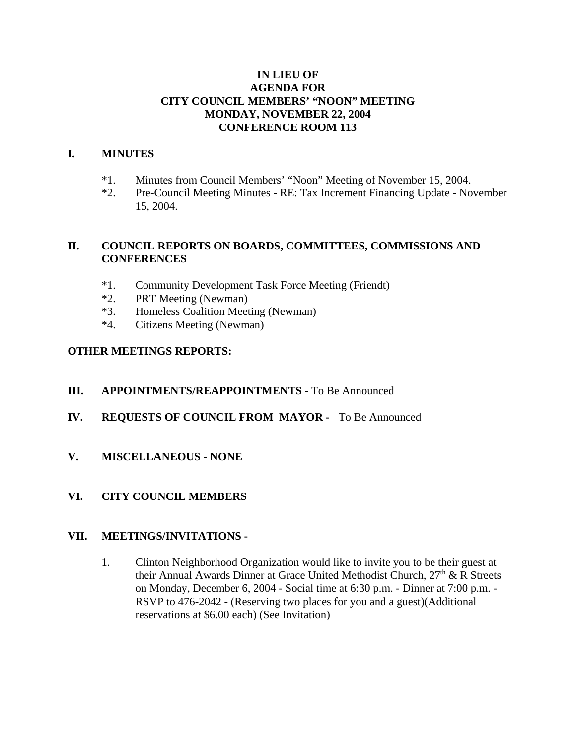# IN LIEU OF
# AGENDA FOR
# CITY COUNCIL MEMBERS' "NOON" MEETING
# MONDAY, NOVEMBER 22, 2004
# CONFERENCE ROOM 113

## I. MINUTES

*1. Minutes from Council Members' "Noon" Meeting of November 15, 2004.

*2. Pre-Council Meeting Minutes - RE: Tax Increment Financing Update - November 15, 2004.

## II. COUNCIL REPORTS ON BOARDS, COMMITTEES, COMMISSIONS AND CONFERENCES

*1. Community Development Task Force Meeting (Friendt)

*2. PRT Meeting (Newman)

*3. Homeless Coalition Meeting (Newman)

*4. Citizens Meeting (Newman)

**OTHER MEETINGS REPORTS:**

## III. APPOINTMENTS/REAPPOINTMENTS - To Be Announced

## IV. REQUESTS OF COUNCIL FROM MAYOR - To Be Announced

## V. MISCELLANEOUS - NONE

## VI. CITY COUNCIL MEMBERS

## VII. MEETINGS/INVITATIONS -

1. Clinton Neighborhood Organization would like to invite you to be their guest at their Annual Awards Dinner at Grace United Methodist Church, 27th & R Streets on Monday, December 6, 2004 - Social time at 6:30 p.m. - Dinner at 7:00 p.m. - RSVP to 476-2042 - (Reserving two places for you and a guest)(Additional reservations at $6.00 each) (See Invitation)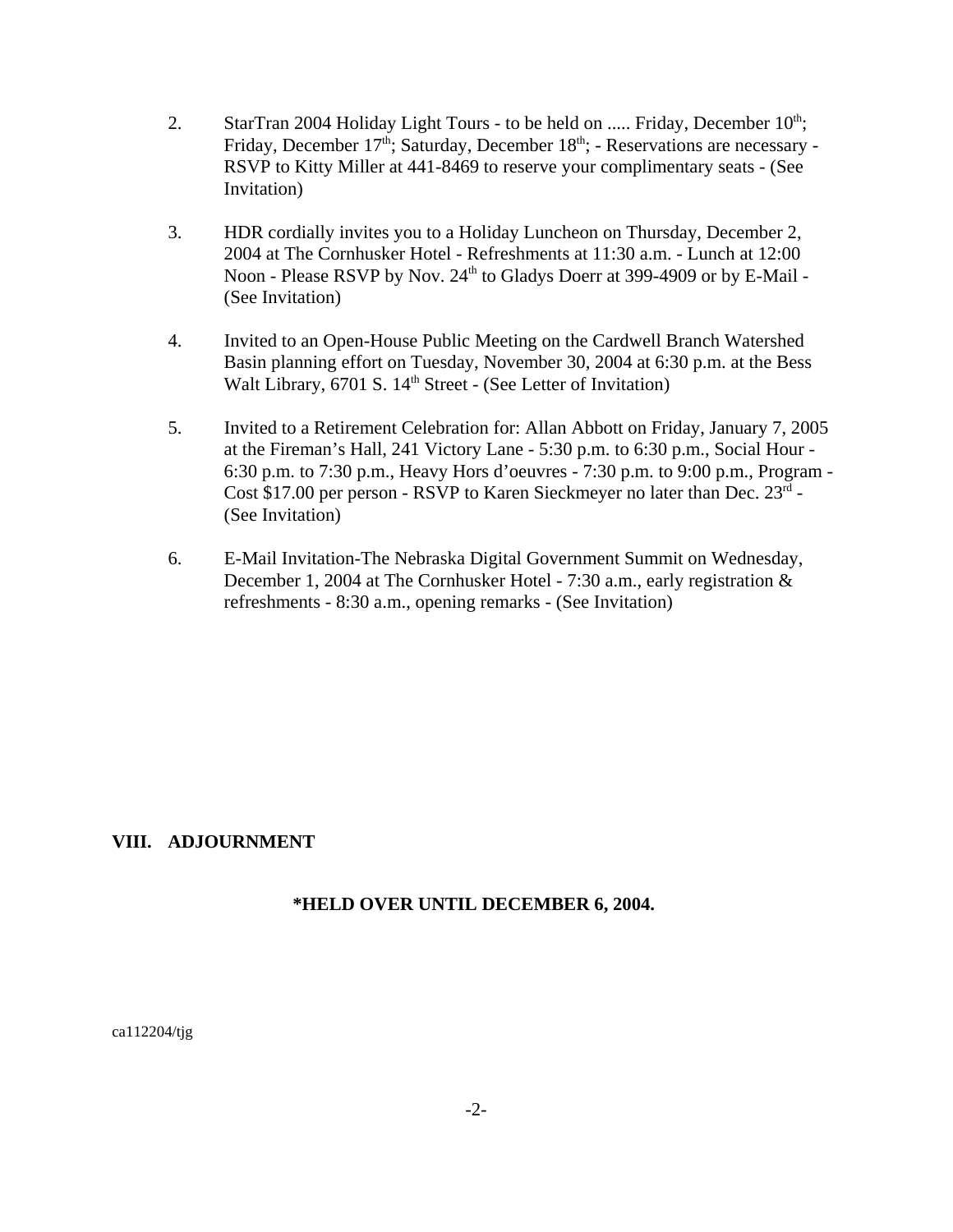2. StarTran 2004 Holiday Light Tours - to be held on ..... Friday, December 10th; Friday, December 17th; Saturday, December 18th; - Reservations are necessary - RSVP to Kitty Miller at 441-8469 to reserve your complimentary seats - (See Invitation)

3. HDR cordially invites you to a Holiday Luncheon on Thursday, December 2, 2004 at The Cornhusker Hotel - Refreshments at 11:30 a.m. - Lunch at 12:00 Noon - Please RSVP by Nov. 24th to Gladys Doerr at 399-4909 or by E-Mail - (See Invitation)

4. Invited to an Open-House Public Meeting on the Cardwell Branch Watershed Basin planning effort on Tuesday, November 30, 2004 at 6:30 p.m. at the Bess Walt Library, 6701 S. 14th Street - (See Letter of Invitation)

5. Invited to a Retirement Celebration for: Allan Abbott on Friday, January 7, 2005 at the Fireman's Hall, 241 Victory Lane - 5:30 p.m. to 6:30 p.m., Social Hour - 6:30 p.m. to 7:30 p.m., Heavy Hors d'oeuvres - 7:30 p.m. to 9:00 p.m., Program - Cost $17.00 per person - RSVP to Karen Sieckmeyer no later than Dec. 23rd - (See Invitation)

6. E-Mail Invitation-The Nebraska Digital Government Summit on Wednesday, December 1, 2004 at The Cornhusker Hotel - 7:30 a.m., early registration & refreshments - 8:30 a.m., opening remarks - (See Invitation)

## VIII. ADJOURNMENT

**\*HELD OVER UNTIL DECEMBER 6, 2004.**

ca112204/tjg